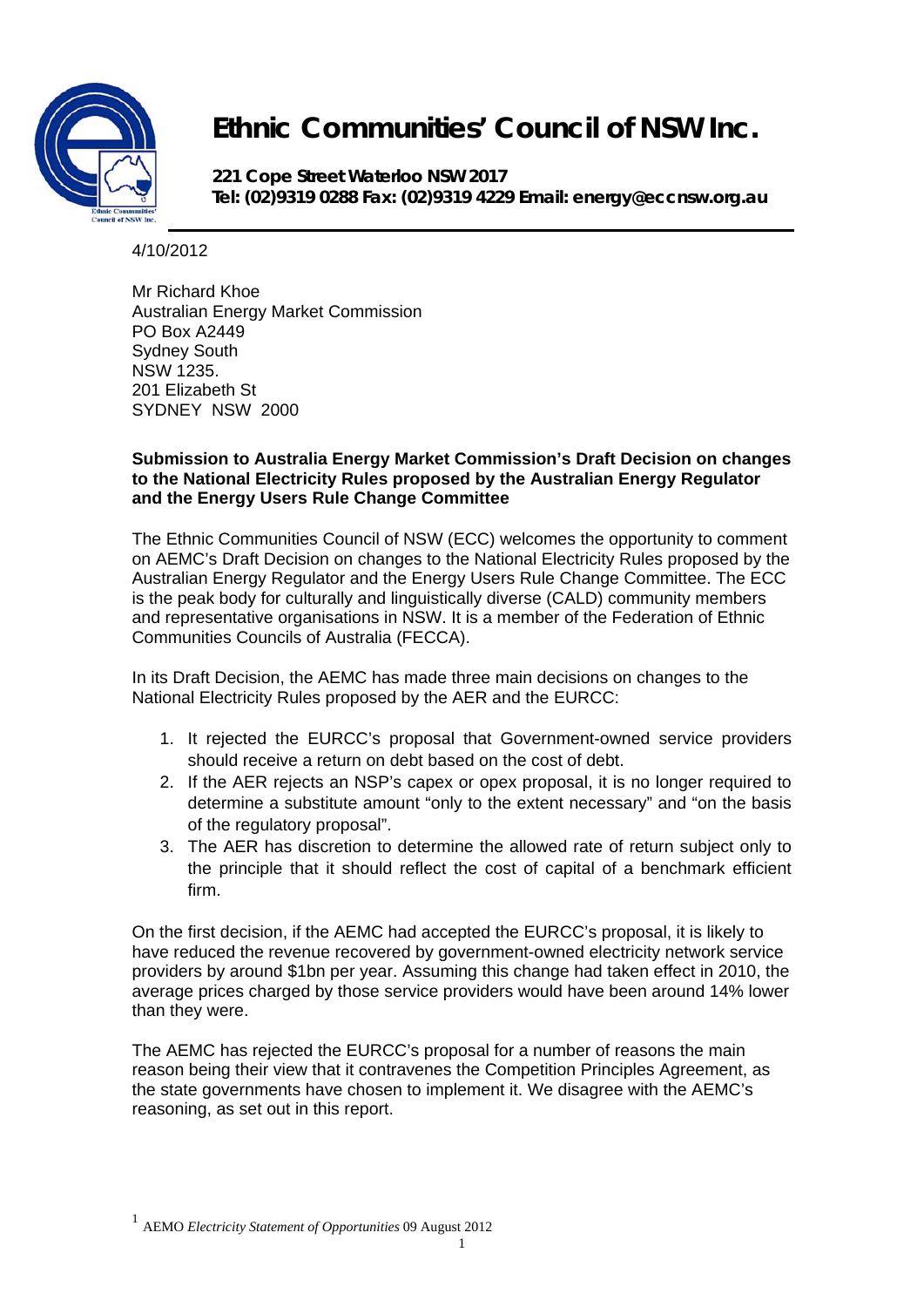# Ethnic Communities' Council of NSW Inc.

**221 Cope Street Waterloo NSW 2017**
**Tel: (02)9319 0288 Fax: (02)9319 4229 Email: energy@eccnsw.org.au**

4/10/2012

Mr Richard Khoe
Australian Energy Market Commission
PO Box A2449
Sydney South
NSW 1235.
201 Elizabeth St
SYDNEY NSW 2000

**Submission to Australia Energy Market Commission's Draft Decision on changes to the National Electricity Rules proposed by the Australian Energy Regulator and the Energy Users Rule Change Committee**

The Ethnic Communities Council of NSW (ECC) welcomes the opportunity to comment on AEMC's Draft Decision on changes to the National Electricity Rules proposed by the Australian Energy Regulator and the Energy Users Rule Change Committee. The ECC is the peak body for culturally and linguistically diverse (CALD) community members and representative organisations in NSW. It is a member of the Federation of Ethnic Communities Councils of Australia (FECCA).

In its Draft Decision, the AEMC has made three main decisions on changes to the National Electricity Rules proposed by the AER and the EURCC:

1. It rejected the EURCC's proposal that Government-owned service providers should receive a return on debt based on the cost of debt.
2. If the AER rejects an NSP's capex or opex proposal, it is no longer required to determine a substitute amount "only to the extent necessary" and "on the basis of the regulatory proposal".
3. The AER has discretion to determine the allowed rate of return subject only to the principle that it should reflect the cost of capital of a benchmark efficient firm.

On the first decision, if the AEMC had accepted the EURCC's proposal, it is likely to have reduced the revenue recovered by government-owned electricity network service providers by around $1bn per year. Assuming this change had taken effect in 2010, the average prices charged by those service providers would have been around 14% lower than they were.

The AEMC has rejected the EURCC's proposal for a number of reasons the main reason being their view that it contravenes the Competition Principles Agreement, as the state governments have chosen to implement it. We disagree with the AEMC's reasoning, as set out in this report.

[1] AEMO *Electricity Statement of Opportunities* 09 August 2012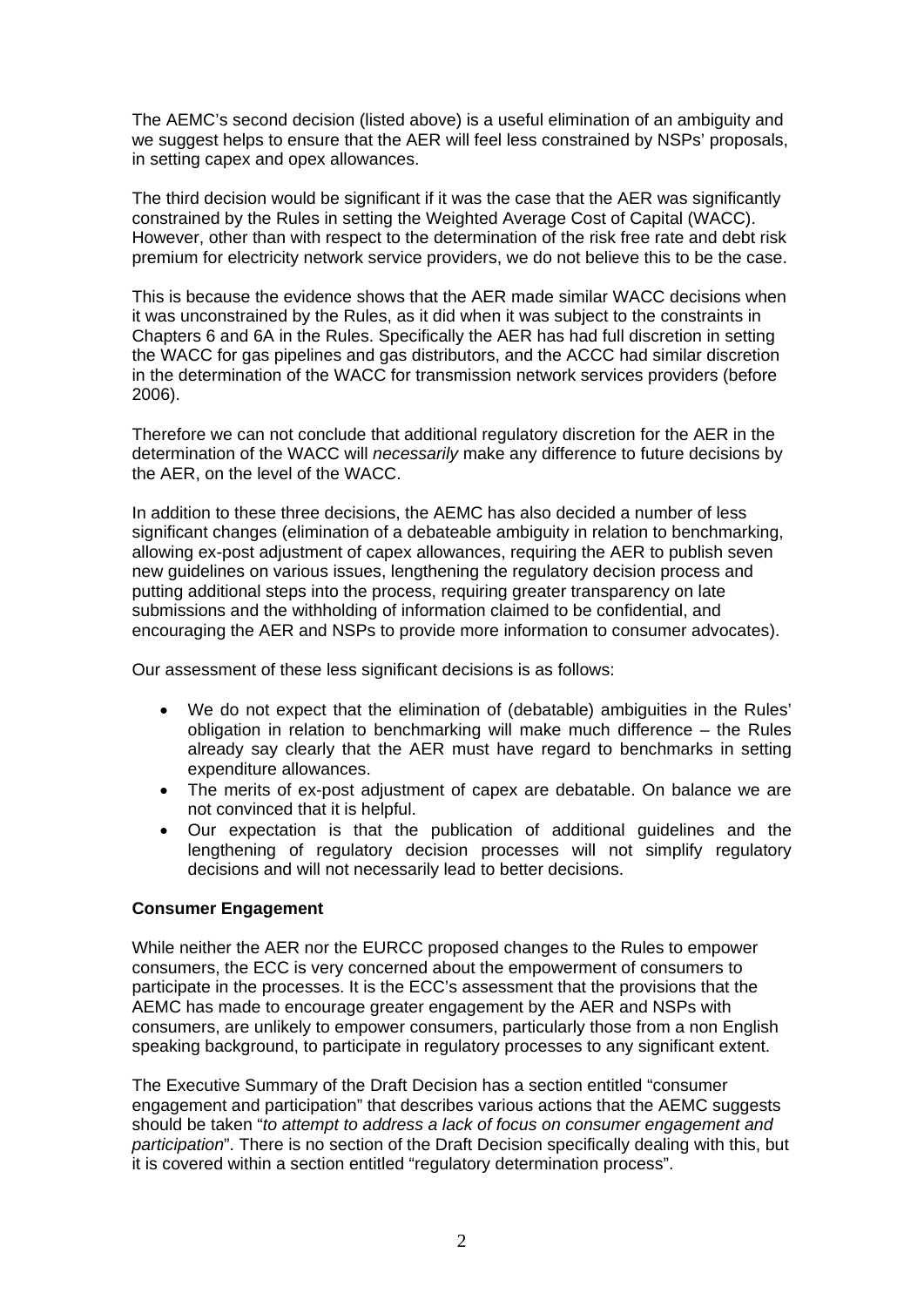The AEMC's second decision (listed above) is a useful elimination of an ambiguity and we suggest helps to ensure that the AER will feel less constrained by NSPs' proposals, in setting capex and opex allowances.

The third decision would be significant if it was the case that the AER was significantly constrained by the Rules in setting the Weighted Average Cost of Capital (WACC). However, other than with respect to the determination of the risk free rate and debt risk premium for electricity network service providers, we do not believe this to be the case.

This is because the evidence shows that the AER made similar WACC decisions when it was unconstrained by the Rules, as it did when it was subject to the constraints in Chapters 6 and 6A in the Rules. Specifically the AER has had full discretion in setting the WACC for gas pipelines and gas distributors, and the ACCC had similar discretion in the determination of the WACC for transmission network services providers (before 2006).

Therefore we can not conclude that additional regulatory discretion for the AER in the determination of the WACC will *necessarily* make any difference to future decisions by the AER, on the level of the WACC.

In addition to these three decisions, the AEMC has also decided a number of less significant changes (elimination of a debateable ambiguity in relation to benchmarking, allowing ex-post adjustment of capex allowances, requiring the AER to publish seven new guidelines on various issues, lengthening the regulatory decision process and putting additional steps into the process, requiring greater transparency on late submissions and the withholding of information claimed to be confidential, and encouraging the AER and NSPs to provide more information to consumer advocates).

Our assessment of these less significant decisions is as follows:

- We do not expect that the elimination of (debatable) ambiguities in the Rules' obligation in relation to benchmarking will make much difference – the Rules already say clearly that the AER must have regard to benchmarks in setting expenditure allowances.
- The merits of ex-post adjustment of capex are debatable. On balance we are not convinced that it is helpful.
- Our expectation is that the publication of additional guidelines and the lengthening of regulatory decision processes will not simplify regulatory decisions and will not necessarily lead to better decisions.

**Consumer Engagement**

While neither the AER nor the EURCC proposed changes to the Rules to empower consumers, the ECC is very concerned about the empowerment of consumers to participate in the processes. It is the ECC's assessment that the provisions that the AEMC has made to encourage greater engagement by the AER and NSPs with consumers, are unlikely to empower consumers, particularly those from a non English speaking background, to participate in regulatory processes to any significant extent.

The Executive Summary of the Draft Decision has a section entitled "consumer engagement and participation" that describes various actions that the AEMC suggests should be taken "*to attempt to address a lack of focus on consumer engagement and participation*". There is no section of the Draft Decision specifically dealing with this, but it is covered within a section entitled "regulatory determination process".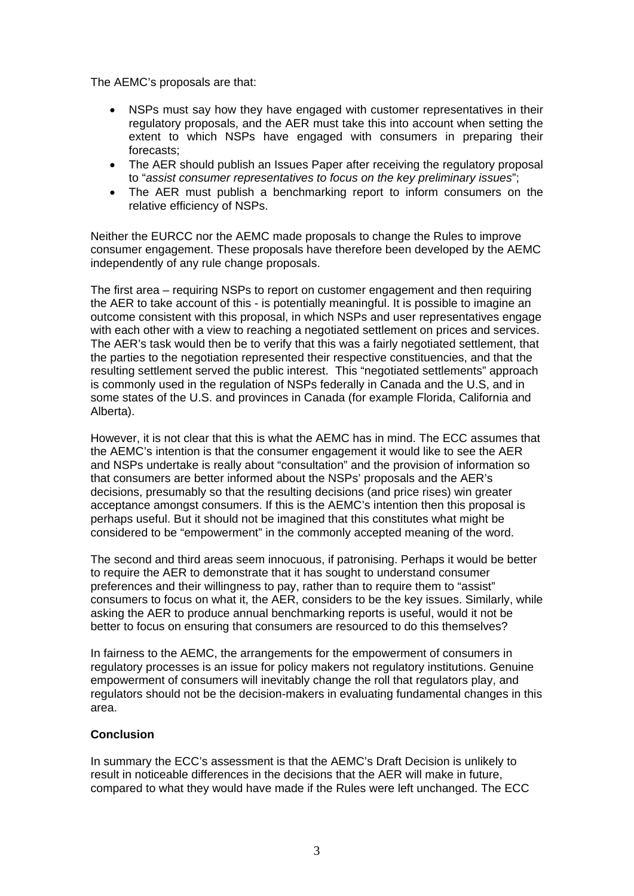The AEMC's proposals are that:

- NSPs must say how they have engaged with customer representatives in their regulatory proposals, and the AER must take this into account when setting the extent to which NSPs have engaged with consumers in preparing their forecasts;
- The AER should publish an Issues Paper after receiving the regulatory proposal to "*assist consumer representatives to focus on the key preliminary issues*";
- The AER must publish a benchmarking report to inform consumers on the relative efficiency of NSPs.

Neither the EURCC nor the AEMC made proposals to change the Rules to improve consumer engagement. These proposals have therefore been developed by the AEMC independently of any rule change proposals.

The first area – requiring NSPs to report on customer engagement and then requiring the AER to take account of this - is potentially meaningful. It is possible to imagine an outcome consistent with this proposal, in which NSPs and user representatives engage with each other with a view to reaching a negotiated settlement on prices and services. The AER's task would then be to verify that this was a fairly negotiated settlement, that the parties to the negotiation represented their respective constituencies, and that the resulting settlement served the public interest. This "negotiated settlements" approach is commonly used in the regulation of NSPs federally in Canada and the U.S, and in some states of the U.S. and provinces in Canada (for example Florida, California and Alberta).

However, it is not clear that this is what the AEMC has in mind. The ECC assumes that the AEMC's intention is that the consumer engagement it would like to see the AER and NSPs undertake is really about "consultation" and the provision of information so that consumers are better informed about the NSPs' proposals and the AER's decisions, presumably so that the resulting decisions (and price rises) win greater acceptance amongst consumers. If this is the AEMC's intention then this proposal is perhaps useful. But it should not be imagined that this constitutes what might be considered to be "empowerment" in the commonly accepted meaning of the word.

The second and third areas seem innocuous, if patronising. Perhaps it would be better to require the AER to demonstrate that it has sought to understand consumer preferences and their willingness to pay, rather than to require them to "assist" consumers to focus on what it, the AER, considers to be the key issues. Similarly, while asking the AER to produce annual benchmarking reports is useful, would it not be better to focus on ensuring that consumers are resourced to do this themselves?

In fairness to the AEMC, the arrangements for the empowerment of consumers in regulatory processes is an issue for policy makers not regulatory institutions. Genuine empowerment of consumers will inevitably change the roll that regulators play, and regulators should not be the decision-makers in evaluating fundamental changes in this area.

**Conclusion**

In summary the ECC's assessment is that the AEMC's Draft Decision is unlikely to result in noticeable differences in the decisions that the AER will make in future, compared to what they would have made if the Rules were left unchanged. The ECC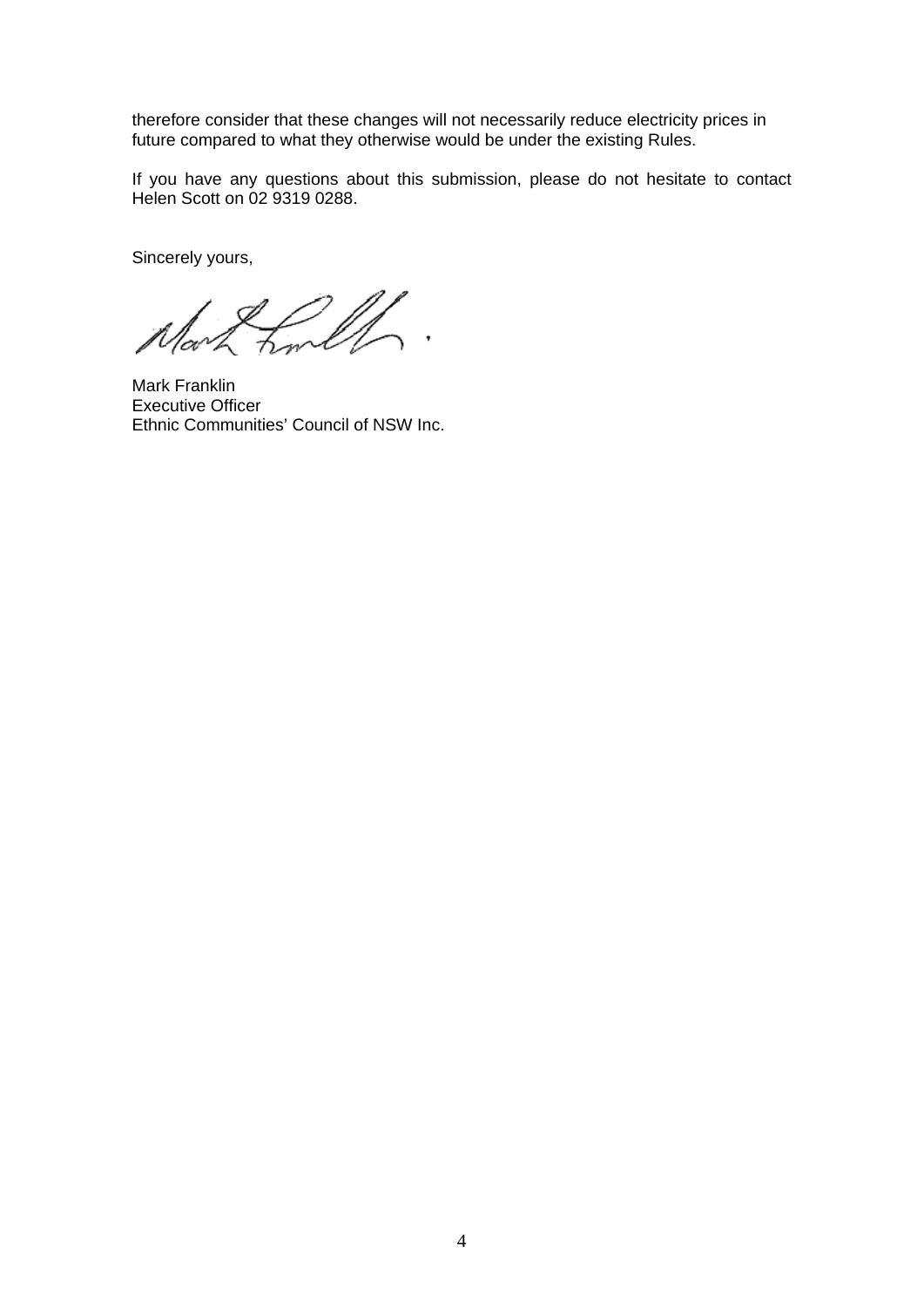therefore consider that these changes will not necessarily reduce electricity prices in future compared to what they otherwise would be under the existing Rules.

If you have any questions about this submission, please do not hesitate to contact Helen Scott on 02 9319 0288.

Sincerely yours,

Mark Franklin
Executive Officer
Ethnic Communities' Council of NSW Inc.